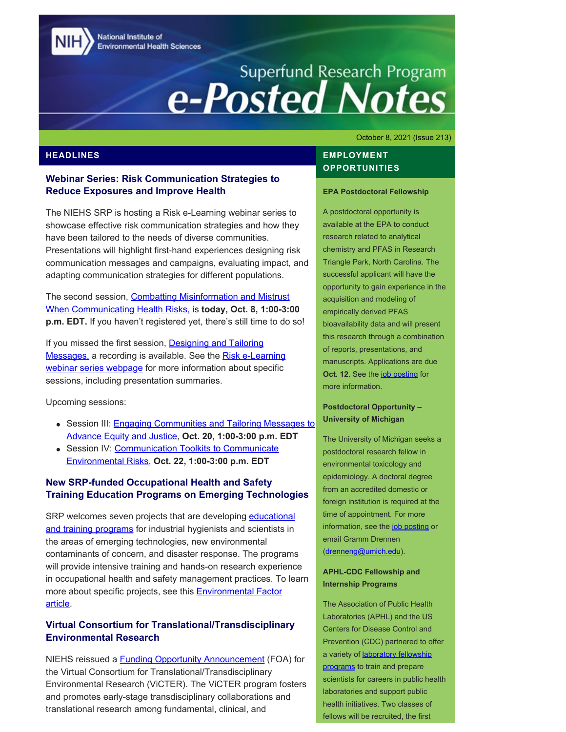National Institute of Environmental Health Sciences

# Superfund Research Program e-Posted Notes

October 8, 2021 (Issue 213)

## HEADLINES

### Webinar Series: Risk Communication Strategies to Reduce Exposures and Improve Health

The NIEHS SRP is hosting a Risk e-Learning webinar series to showcase effective risk communication strategies and how they have been tailored to the needs of diverse communities. Presentations will highlight first-hand experiences designing risk communication messages and campaigns, evaluating impact, and adapting communication strategies for different populations.

The second session, Combatting Misinformation and Mistrust When Communicating Health Risks, is **today, Oct. 8, 1:00-3:00 p.m. EDT.** If you haven't registered yet, there's still time to do so!

If you missed the first session, Designing and Tailoring Messages, a recording is available. See the Risk e-Learning webinar series webpage for more information about specific sessions, including presentation summaries.

Upcoming sessions:

- Session III: Engaging Communities and Tailoring Messages to Advance Equity and Justice, **Oct. 20, 1:00-3:00 p.m. EDT**
- Session IV: Communication Toolkits to Communicate Environmental Risks, **Oct. 22, 1:00-3:00 p.m. EDT**

### New SRP-funded Occupational Health and Safety Training Education Programs on Emerging Technologies

SRP welcomes seven projects that are developing educational and training programs for industrial hygienists and scientists in the areas of emerging technologies, new environmental contaminants of concern, and disaster response. The programs will provide intensive training and hands-on research experience in occupational health and safety management practices. To learn more about specific projects, see this Environmental Factor article.

### Virtual Consortium for Translational/Transdisciplinary Environmental Research

NIEHS reissued a Funding Opportunity Announcement (FOA) for the Virtual Consortium for Translational/Transdisciplinary Environmental Research (ViCTER). The ViCTER program fosters and promotes early-stage transdisciplinary collaborations and translational research among fundamental, clinical, and

## EMPLOYMENT OPPORTUNITIES

**EPA Postdoctoral Fellowship**

A postdoctoral opportunity is available at the EPA to conduct research related to analytical chemistry and PFAS in Research Triangle Park, North Carolina. The successful applicant will have the opportunity to gain experience in the acquisition and modeling of empirically derived PFAS bioavailability data and will present this research through a combination of reports, presentations, and manuscripts. Applications are due **Oct. 12**. See the job posting for more information.

**Postdoctoral Opportunity – University of Michigan**

The University of Michigan seeks a postdoctoral research fellow in environmental toxicology and epidemiology. A doctoral degree from an accredited domestic or foreign institution is required at the time of appointment. For more information, see the job posting or email Gramm Drennen (drenneng@umich.edu).

**APHL-CDC Fellowship and Internship Programs**

The Association of Public Health Laboratories (APHL) and the US Centers for Disease Control and Prevention (CDC) partnered to offer a variety of laboratory fellowship programs to train and prepare scientists for careers in public health laboratories and support public health initiatives. Two classes of fellows will be recruited, the first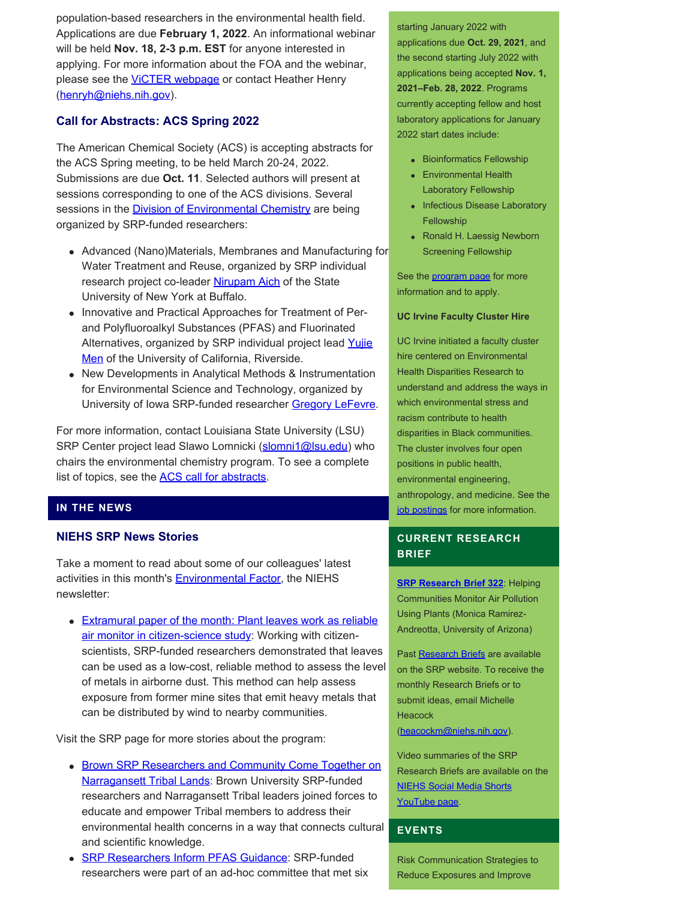population-based researchers in the environmental health field. Applications are due **February 1, 2022**. An informational webinar will be held **Nov. 18, 2-3 p.m. EST** for anyone interested in applying. For more information about the FOA and the webinar, please see the ViCTER webpage or contact Heather Henry (henryh@niehs.nih.gov).

### Call for Abstracts: ACS Spring 2022

The American Chemical Society (ACS) is accepting abstracts for the ACS Spring meeting, to be held March 20-24, 2022. Submissions are due **Oct. 11**. Selected authors will present at sessions corresponding to one of the ACS divisions. Several sessions in the Division of Environmental Chemistry are being organized by SRP-funded researchers:

- Advanced (Nano)Materials, Membranes and Manufacturing for Water Treatment and Reuse, organized by SRP individual research project co-leader Nirupam Aich of the State University of New York at Buffalo.
- Innovative and Practical Approaches for Treatment of Per- and Polyfluoroalkyl Substances (PFAS) and Fluorinated Alternatives, organized by SRP individual project lead Yujie Men of the University of California, Riverside.
- New Developments in Analytical Methods & Instrumentation for Environmental Science and Technology, organized by University of Iowa SRP-funded researcher Gregory LeFevre.

For more information, contact Louisiana State University (LSU) SRP Center project lead Slawo Lomnicki (slomni1@lsu.edu) who chairs the environmental chemistry program. To see a complete list of topics, see the ACS call for abstracts.

## IN THE NEWS

### NIEHS SRP News Stories

Take a moment to read about some of our colleagues' latest activities in this month's Environmental Factor, the NIEHS newsletter:

- Extramural paper of the month: Plant leaves work as reliable air monitor in citizen-science study: Working with citizen-scientists, SRP-funded researchers demonstrated that leaves can be used as a low-cost, reliable method to assess the level of metals in airborne dust. This method can help assess exposure from former mine sites that emit heavy metals that can be distributed by wind to nearby communities.

Visit the SRP page for more stories about the program:

- Brown SRP Researchers and Community Come Together on Narragansett Tribal Lands: Brown University SRP-funded researchers and Narragansett Tribal leaders joined forces to educate and empower Tribal members to address their environmental health concerns in a way that connects cultural and scientific knowledge.
- SRP Researchers Inform PFAS Guidance: SRP-funded researchers were part of an ad-hoc committee that met six

starting January 2022 with applications due **Oct. 29, 2021**, and the second starting July 2022 with applications being accepted **Nov. 1, 2021–Feb. 28, 2022**. Programs currently accepting fellow and host laboratory applications for January 2022 start dates include:

- Bioinformatics Fellowship
- Environmental Health Laboratory Fellowship
- Infectious Disease Laboratory Fellowship
- Ronald H. Laessig Newborn Screening Fellowship

See the program page for more information and to apply.

**UC Irvine Faculty Cluster Hire**

UC Irvine initiated a faculty cluster hire centered on Environmental Health Disparities Research to understand and address the ways in which environmental stress and racism contribute to health disparities in Black communities. The cluster involves four open positions in public health, environmental engineering, anthropology, and medicine. See the job postings for more information.

## CURRENT RESEARCH BRIEF

**SRP Research Brief 322**: Helping Communities Monitor Air Pollution Using Plants (Monica Ramirez-Andreotta, University of Arizona)

Past Research Briefs are available on the SRP website. To receive the monthly Research Briefs or to submit ideas, email Michelle Heacock (heacockm@niehs.nih.gov).

Video summaries of the SRP Research Briefs are available on the NIEHS Social Media Shorts YouTube page.

## EVENTS

Risk Communication Strategies to Reduce Exposures and Improve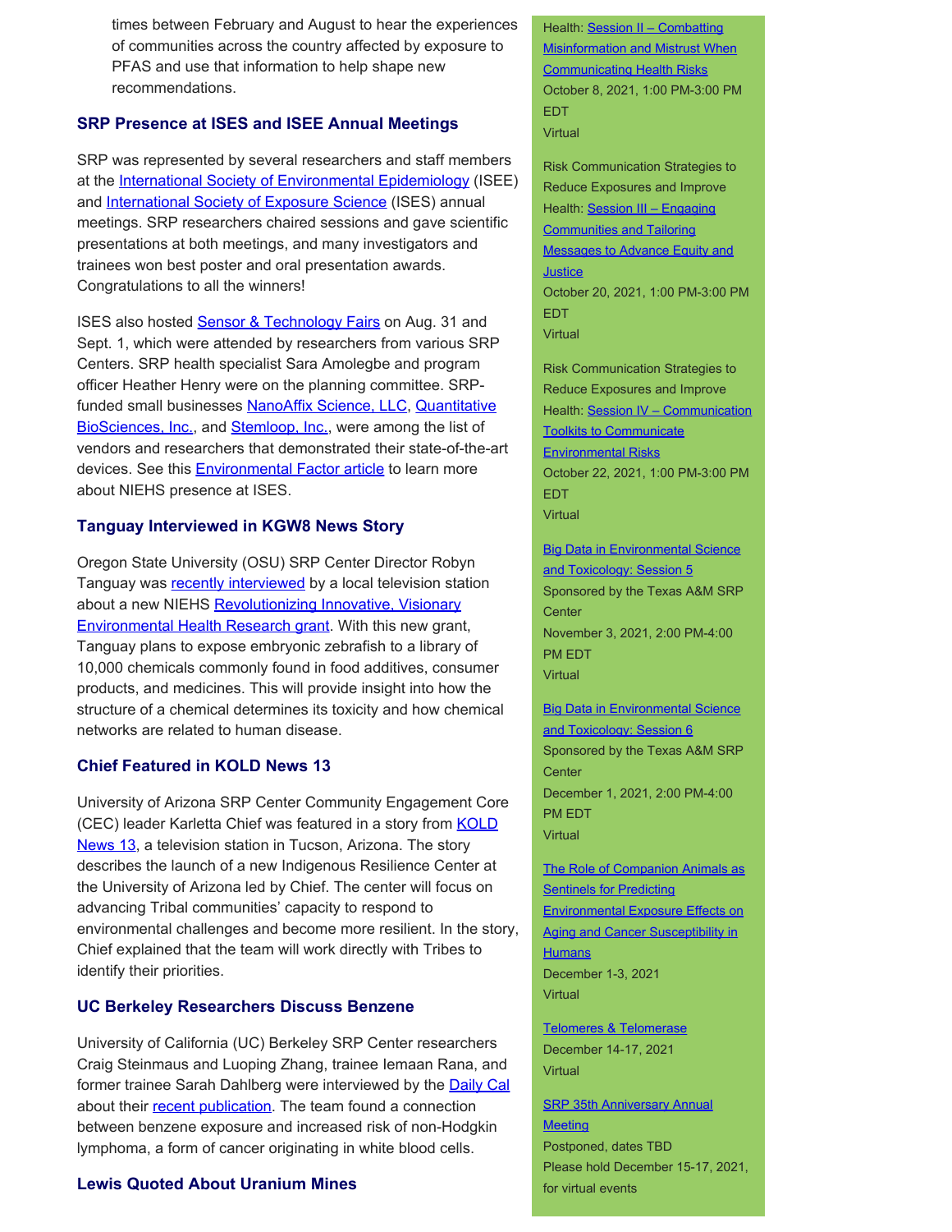times between February and August to hear the experiences of communities across the country affected by exposure to PFAS and use that information to help shape new recommendations.

### SRP Presence at ISES and ISEE Annual Meetings

SRP was represented by several researchers and staff members at the International Society of Environmental Epidemiology (ISEE) and International Society of Exposure Science (ISES) annual meetings. SRP researchers chaired sessions and gave scientific presentations at both meetings, and many investigators and trainees won best poster and oral presentation awards. Congratulations to all the winners!

ISES also hosted Sensor & Technology Fairs on Aug. 31 and Sept. 1, which were attended by researchers from various SRP Centers. SRP health specialist Sara Amolegbe and program officer Heather Henry were on the planning committee. SRP-funded small businesses NanoAffix Science, LLC, Quantitative BioSciences, Inc., and Stemloop, Inc., were among the list of vendors and researchers that demonstrated their state-of-the-art devices. See this Environmental Factor article to learn more about NIEHS presence at ISES.

### Tanguay Interviewed in KGW8 News Story

Oregon State University (OSU) SRP Center Director Robyn Tanguay was recently interviewed by a local television station about a new NIEHS Revolutionizing Innovative, Visionary Environmental Health Research grant. With this new grant, Tanguay plans to expose embryonic zebrafish to a library of 10,000 chemicals commonly found in food additives, consumer products, and medicines. This will provide insight into how the structure of a chemical determines its toxicity and how chemical networks are related to human disease.

### Chief Featured in KOLD News 13

University of Arizona SRP Center Community Engagement Core (CEC) leader Karletta Chief was featured in a story from KOLD News 13, a television station in Tucson, Arizona. The story describes the launch of a new Indigenous Resilience Center at the University of Arizona led by Chief. The center will focus on advancing Tribal communities' capacity to respond to environmental challenges and become more resilient. In the story, Chief explained that the team will work directly with Tribes to identify their priorities.

### UC Berkeley Researchers Discuss Benzene

University of California (UC) Berkeley SRP Center researchers Craig Steinmaus and Luoping Zhang, trainee Iemaan Rana, and former trainee Sarah Dahlberg were interviewed by the Daily Cal about their recent publication. The team found a connection between benzene exposure and increased risk of non-Hodgkin lymphoma, a form of cancer originating in white blood cells.

### Lewis Quoted About Uranium Mines

Health: Session II – Combatting Misinformation and Mistrust When Communicating Health Risks
October 8, 2021, 1:00 PM-3:00 PM EDT
Virtual

Risk Communication Strategies to Reduce Exposures and Improve Health: Session III – Engaging Communities and Tailoring Messages to Advance Equity and Justice
October 20, 2021, 1:00 PM-3:00 PM EDT
Virtual

Risk Communication Strategies to Reduce Exposures and Improve Health: Session IV – Communication Toolkits to Communicate Environmental Risks
October 22, 2021, 1:00 PM-3:00 PM EDT
Virtual

Big Data in Environmental Science and Toxicology: Session 5
Sponsored by the Texas A&M SRP Center
November 3, 2021, 2:00 PM-4:00 PM EDT
Virtual

Big Data in Environmental Science and Toxicology: Session 6
Sponsored by the Texas A&M SRP Center
December 1, 2021, 2:00 PM-4:00 PM EDT
Virtual

The Role of Companion Animals as Sentinels for Predicting Environmental Exposure Effects on Aging and Cancer Susceptibility in Humans
December 1-3, 2021
Virtual

Telomeres & Telomerase
December 14-17, 2021
Virtual

SRP 35th Anniversary Annual Meeting
Postponed, dates TBD
Please hold December 15-17, 2021, for virtual events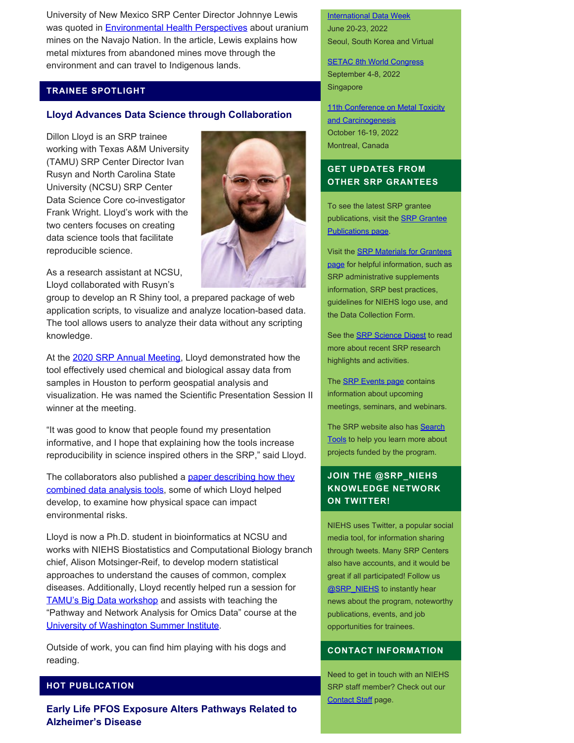University of New Mexico SRP Center Director Johnnye Lewis was quoted in Environmental Health Perspectives about uranium mines on the Navajo Nation. In the article, Lewis explains how metal mixtures from abandoned mines move through the environment and can travel to Indigenous lands.

## TRAINEE SPOTLIGHT

### Lloyd Advances Data Science through Collaboration

Dillon Lloyd is an SRP trainee working with Texas A&M University (TAMU) SRP Center Director Ivan Rusyn and North Carolina State University (NCSU) SRP Center Data Science Core co-investigator Frank Wright. Lloyd's work with the two centers focuses on creating data science tools that facilitate reproducible science.

As a research assistant at NCSU, Lloyd collaborated with Rusyn's group to develop an R Shiny tool, a prepared package of web application scripts, to visualize and analyze location-based data. The tool allows users to analyze their data without any scripting knowledge.

At the 2020 SRP Annual Meeting, Lloyd demonstrated how the tool effectively used chemical and biological assay data from samples in Houston to perform geospatial analysis and visualization. He was named the Scientific Presentation Session II winner at the meeting.

"It was good to know that people found my presentation informative, and I hope that explaining how the tools increase reproducibility in science inspired others in the SRP," said Lloyd.

The collaborators also published a paper describing how they combined data analysis tools, some of which Lloyd helped develop, to examine how physical space can impact environmental risks.

Lloyd is now a Ph.D. student in bioinformatics at NCSU and works with NIEHS Biostatistics and Computational Biology branch chief, Alison Motsinger-Reif, to develop modern statistical approaches to understand the causes of common, complex diseases. Additionally, Lloyd recently helped run a session for TAMU's Big Data workshop and assists with teaching the "Pathway and Network Analysis for Omics Data" course at the University of Washington Summer Institute.

Outside of work, you can find him playing with his dogs and reading.

## HOT PUBLICATION

### Early Life PFOS Exposure Alters Pathways Related to Alzheimer's Disease

International Data Week
June 20-23, 2022
Seoul, South Korea and Virtual

SETAC 8th World Congress
September 4-8, 2022
Singapore

11th Conference on Metal Toxicity and Carcinogenesis
October 16-19, 2022
Montreal, Canada

## GET UPDATES FROM OTHER SRP GRANTEES

To see the latest SRP grantee publications, visit the SRP Grantee Publications page.

Visit the SRP Materials for Grantees page for helpful information, such as SRP administrative supplements information, SRP best practices, guidelines for NIEHS logo use, and the Data Collection Form.

See the SRP Science Digest to read more about recent SRP research highlights and activities.

The SRP Events page contains information about upcoming meetings, seminars, and webinars.

The SRP website also has Search Tools to help you learn more about projects funded by the program.

## JOIN THE @SRP_NIEHS KNOWLEDGE NETWORK ON TWITTER!

NIEHS uses Twitter, a popular social media tool, for information sharing through tweets. Many SRP Centers also have accounts, and it would be great if all participated! Follow us @SRP_NIEHS to instantly hear news about the program, noteworthy publications, events, and job opportunities for trainees.

## CONTACT INFORMATION

Need to get in touch with an NIEHS SRP staff member? Check out our Contact Staff page.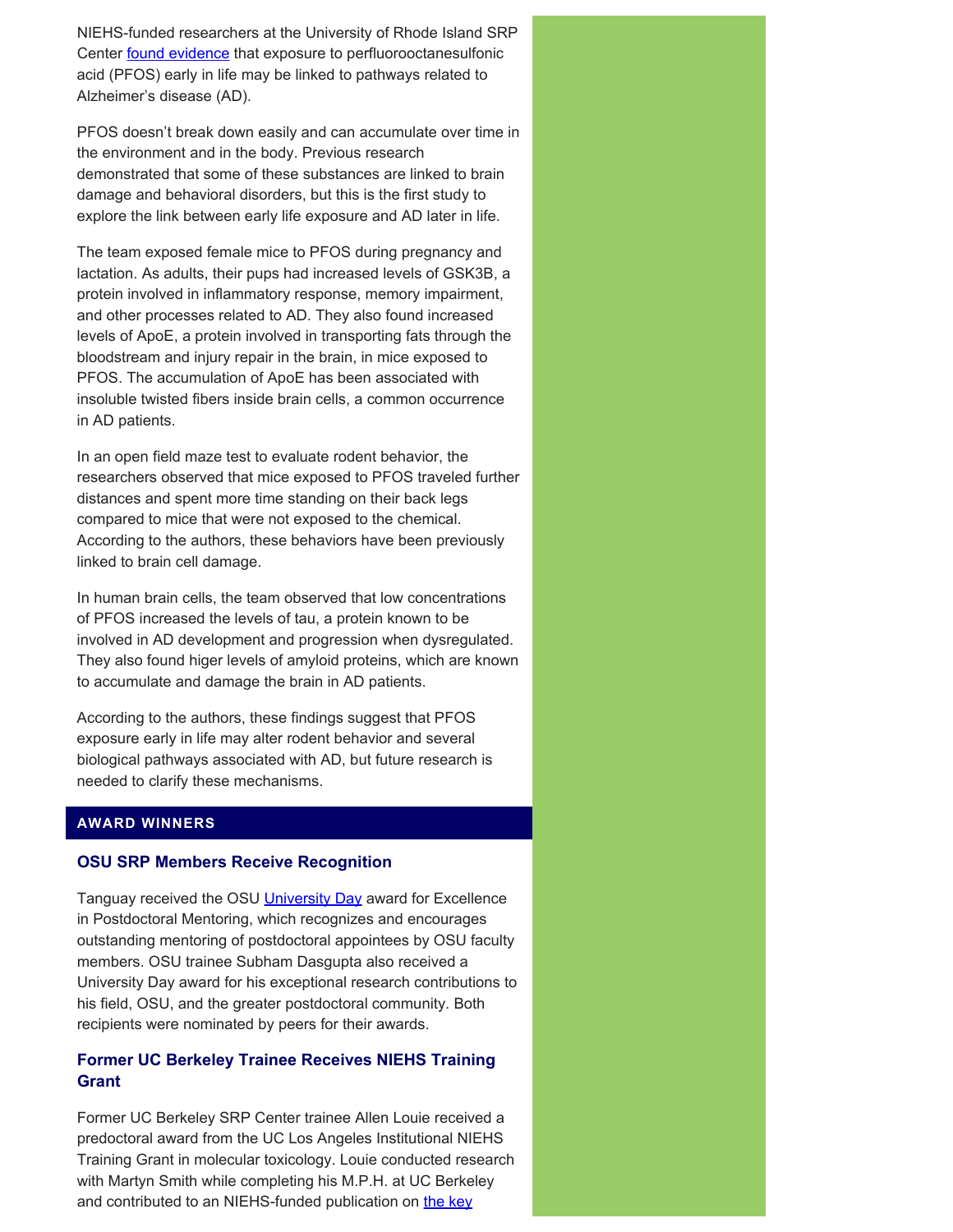NIEHS-funded researchers at the University of Rhode Island SRP Center found evidence that exposure to perfluorooctanesulfonic acid (PFOS) early in life may be linked to pathways related to Alzheimer's disease (AD).

PFOS doesn't break down easily and can accumulate over time in the environment and in the body. Previous research demonstrated that some of these substances are linked to brain damage and behavioral disorders, but this is the first study to explore the link between early life exposure and AD later in life.

The team exposed female mice to PFOS during pregnancy and lactation. As adults, their pups had increased levels of GSK3B, a protein involved in inflammatory response, memory impairment, and other processes related to AD. They also found increased levels of ApoE, a protein involved in transporting fats through the bloodstream and injury repair in the brain, in mice exposed to PFOS. The accumulation of ApoE has been associated with insoluble twisted fibers inside brain cells, a common occurrence in AD patients.

In an open field maze test to evaluate rodent behavior, the researchers observed that mice exposed to PFOS traveled further distances and spent more time standing on their back legs compared to mice that were not exposed to the chemical. According to the authors, these behaviors have been previously linked to brain cell damage.

In human brain cells, the team observed that low concentrations of PFOS increased the levels of tau, a protein known to be involved in AD development and progression when dysregulated. They also found higer levels of amyloid proteins, which are known to accumulate and damage the brain in AD patients.

According to the authors, these findings suggest that PFOS exposure early in life may alter rodent behavior and several biological pathways associated with AD, but future research is needed to clarify these mechanisms.

## AWARD WINNERS

### OSU SRP Members Receive Recognition

Tanguay received the OSU University Day award for Excellence in Postdoctoral Mentoring, which recognizes and encourages outstanding mentoring of postdoctoral appointees by OSU faculty members. OSU trainee Subham Dasgupta also received a University Day award for his exceptional research contributions to his field, OSU, and the greater postdoctoral community. Both recipients were nominated by peers for their awards.

### Former UC Berkeley Trainee Receives NIEHS Training Grant

Former UC Berkeley SRP Center trainee Allen Louie received a predoctoral award from the UC Los Angeles Institutional NIEHS Training Grant in molecular toxicology. Louie conducted research with Martyn Smith while completing his M.P.H. at UC Berkeley and contributed to an NIEHS-funded publication on the key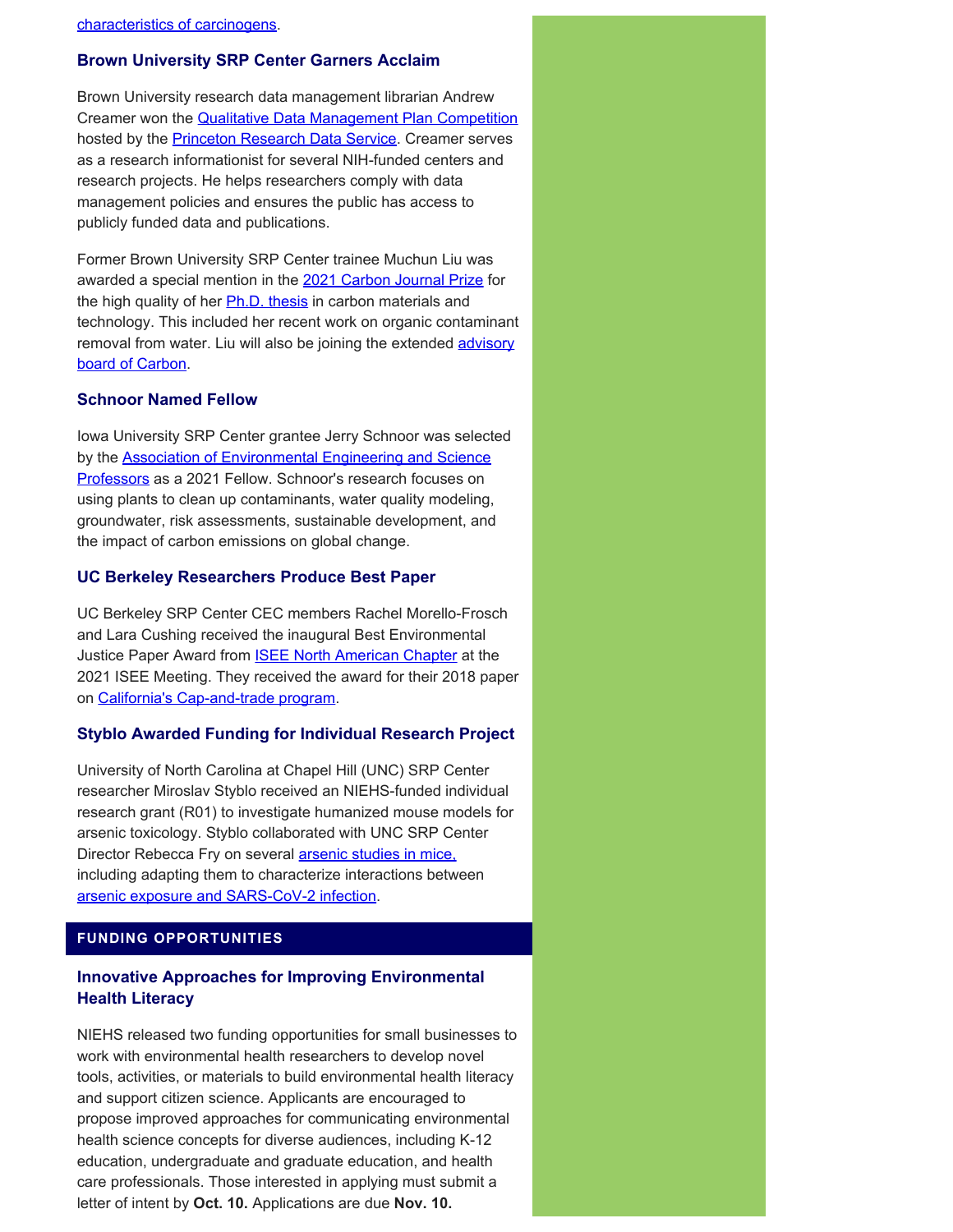characteristics of carcinogens.

### Brown University SRP Center Garners Acclaim

Brown University research data management librarian Andrew Creamer won the Qualitative Data Management Plan Competition hosted by the Princeton Research Data Service. Creamer serves as a research informationist for several NIH-funded centers and research projects. He helps researchers comply with data management policies and ensures the public has access to publicly funded data and publications.

Former Brown University SRP Center trainee Muchun Liu was awarded a special mention in the 2021 Carbon Journal Prize for the high quality of her Ph.D. thesis in carbon materials and technology. This included her recent work on organic contaminant removal from water. Liu will also be joining the extended advisory board of Carbon.

### Schnoor Named Fellow

Iowa University SRP Center grantee Jerry Schnoor was selected by the Association of Environmental Engineering and Science Professors as a 2021 Fellow. Schnoor's research focuses on using plants to clean up contaminants, water quality modeling, groundwater, risk assessments, sustainable development, and the impact of carbon emissions on global change.

### UC Berkeley Researchers Produce Best Paper

UC Berkeley SRP Center CEC members Rachel Morello-Frosch and Lara Cushing received the inaugural Best Environmental Justice Paper Award from ISEE North American Chapter at the 2021 ISEE Meeting. They received the award for their 2018 paper on California's Cap-and-trade program.

### Styblo Awarded Funding for Individual Research Project

University of North Carolina at Chapel Hill (UNC) SRP Center researcher Miroslav Styblo received an NIEHS-funded individual research grant (R01) to investigate humanized mouse models for arsenic toxicology. Styblo collaborated with UNC SRP Center Director Rebecca Fry on several arsenic studies in mice, including adapting them to characterize interactions between arsenic exposure and SARS-CoV-2 infection.

## FUNDING OPPORTUNITIES

### Innovative Approaches for Improving Environmental Health Literacy

NIEHS released two funding opportunities for small businesses to work with environmental health researchers to develop novel tools, activities, or materials to build environmental health literacy and support citizen science. Applicants are encouraged to propose improved approaches for communicating environmental health science concepts for diverse audiences, including K-12 education, undergraduate and graduate education, and health care professionals. Those interested in applying must submit a letter of intent by **Oct. 10.** Applications are due **Nov. 10.**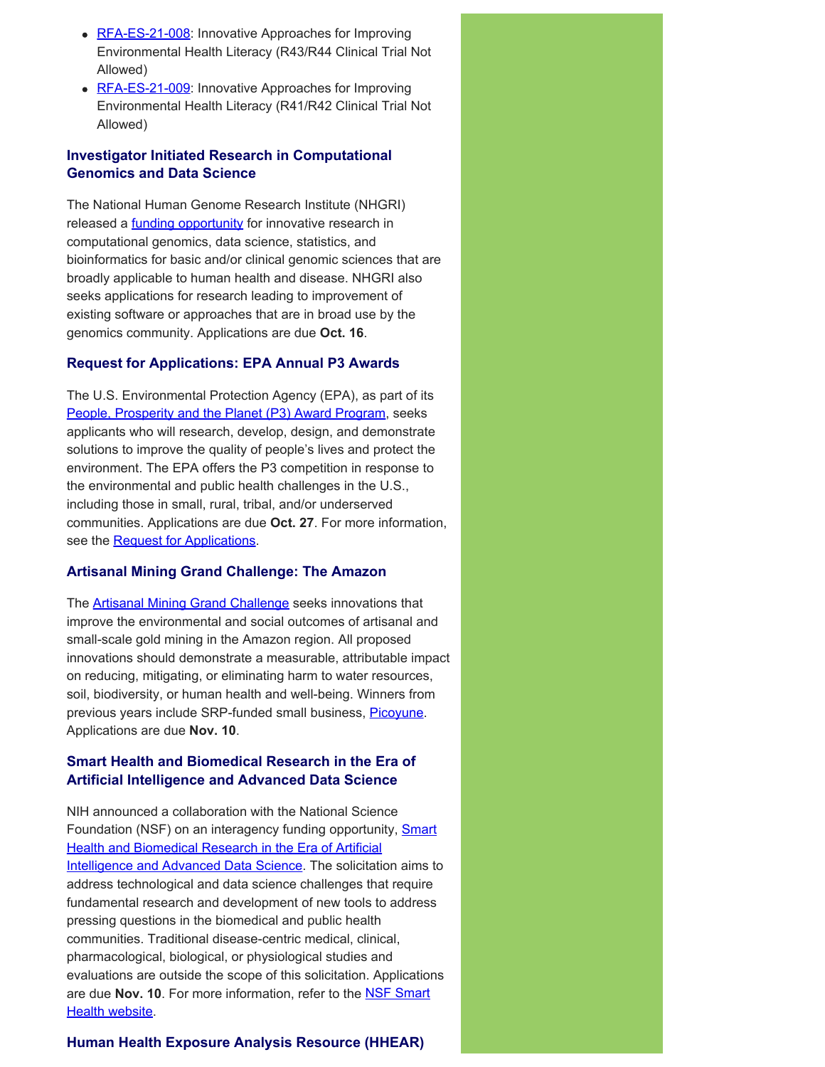- RFA-ES-21-008: Innovative Approaches for Improving Environmental Health Literacy (R43/R44 Clinical Trial Not Allowed)
- RFA-ES-21-009: Innovative Approaches for Improving Environmental Health Literacy (R41/R42 Clinical Trial Not Allowed)

### Investigator Initiated Research in Computational Genomics and Data Science

The National Human Genome Research Institute (NHGRI) released a funding opportunity for innovative research in computational genomics, data science, statistics, and bioinformatics for basic and/or clinical genomic sciences that are broadly applicable to human health and disease. NHGRI also seeks applications for research leading to improvement of existing software or approaches that are in broad use by the genomics community. Applications are due **Oct. 16**.

### Request for Applications: EPA Annual P3 Awards

The U.S. Environmental Protection Agency (EPA), as part of its People, Prosperity and the Planet (P3) Award Program, seeks applicants who will research, develop, design, and demonstrate solutions to improve the quality of people's lives and protect the environment. The EPA offers the P3 competition in response to the environmental and public health challenges in the U.S., including those in small, rural, tribal, and/or underserved communities. Applications are due **Oct. 27**. For more information, see the Request for Applications.

### Artisanal Mining Grand Challenge: The Amazon

The Artisanal Mining Grand Challenge seeks innovations that improve the environmental and social outcomes of artisanal and small-scale gold mining in the Amazon region. All proposed innovations should demonstrate a measurable, attributable impact on reducing, mitigating, or eliminating harm to water resources, soil, biodiversity, or human health and well-being. Winners from previous years include SRP-funded small business, Picoyune. Applications are due **Nov. 10**.

### Smart Health and Biomedical Research in the Era of Artificial Intelligence and Advanced Data Science

NIH announced a collaboration with the National Science Foundation (NSF) on an interagency funding opportunity, Smart Health and Biomedical Research in the Era of Artificial Intelligence and Advanced Data Science. The solicitation aims to address technological and data science challenges that require fundamental research and development of new tools to address pressing questions in the biomedical and public health communities. Traditional disease-centric medical, clinical, pharmacological, biological, or physiological studies and evaluations are outside the scope of this solicitation. Applications are due **Nov. 10**. For more information, refer to the NSF Smart Health website.

### Human Health Exposure Analysis Resource (HHEAR)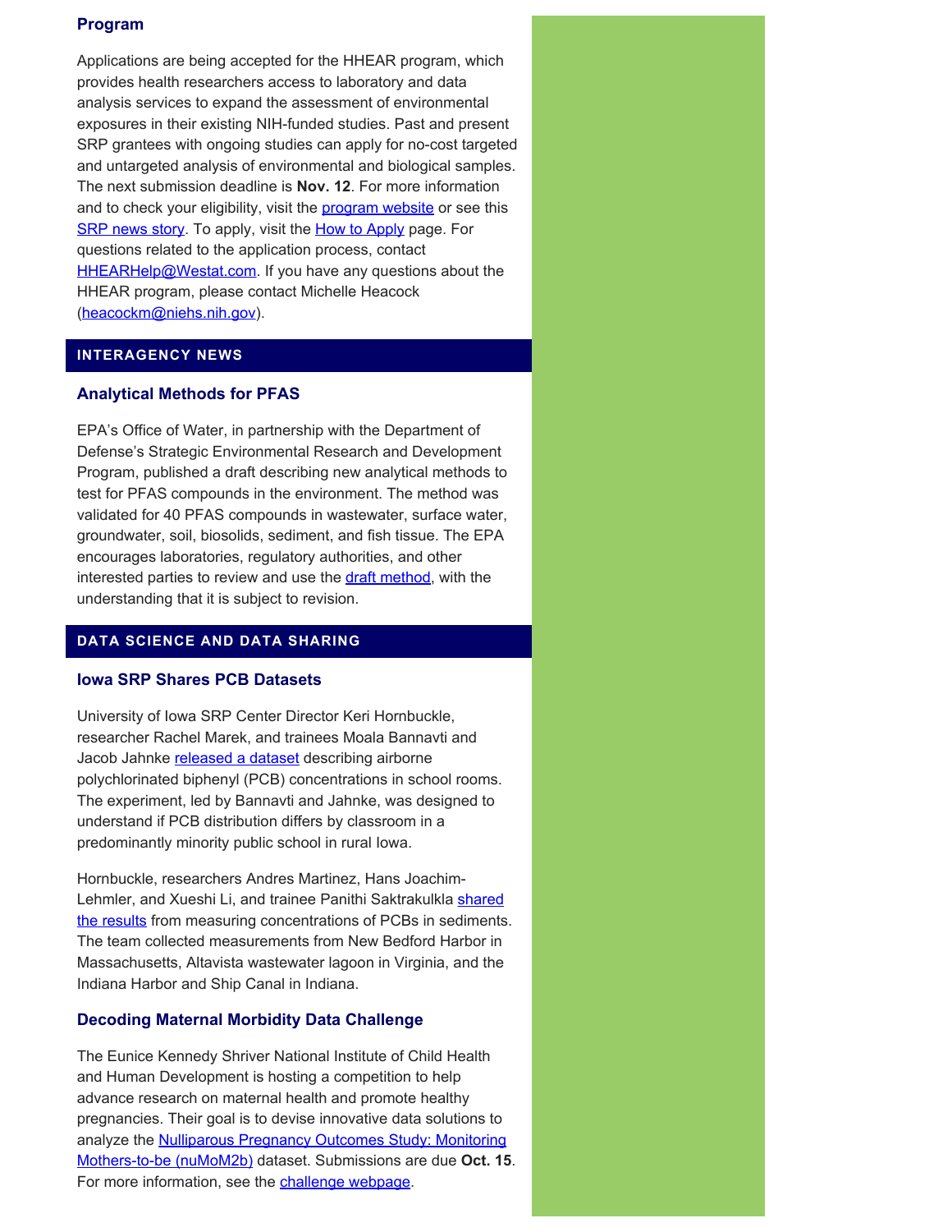### Program

Applications are being accepted for the HHEAR program, which provides health researchers access to laboratory and data analysis services to expand the assessment of environmental exposures in their existing NIH-funded studies. Past and present SRP grantees with ongoing studies can apply for no-cost targeted and untargeted analysis of environmental and biological samples. The next submission deadline is **Nov. 12**. For more information and to check your eligibility, visit the program website or see this SRP news story. To apply, visit the How to Apply page. For questions related to the application process, contact HHEARHelp@Westat.com. If you have any questions about the HHEAR program, please contact Michelle Heacock (heacockm@niehs.nih.gov).

## INTERAGENCY NEWS

### Analytical Methods for PFAS

EPA's Office of Water, in partnership with the Department of Defense's Strategic Environmental Research and Development Program, published a draft describing new analytical methods to test for PFAS compounds in the environment. The method was validated for 40 PFAS compounds in wastewater, surface water, groundwater, soil, biosolids, sediment, and fish tissue. The EPA encourages laboratories, regulatory authorities, and other interested parties to review and use the draft method, with the understanding that it is subject to revision.

## DATA SCIENCE AND DATA SHARING

### Iowa SRP Shares PCB Datasets

University of Iowa SRP Center Director Keri Hornbuckle, researcher Rachel Marek, and trainees Moala Bannavti and Jacob Jahnke released a dataset describing airborne polychlorinated biphenyl (PCB) concentrations in school rooms. The experiment, led by Bannavti and Jahnke, was designed to understand if PCB distribution differs by classroom in a predominantly minority public school in rural Iowa.

Hornbuckle, researchers Andres Martinez, Hans Joachim-Lehmler, and Xueshi Li, and trainee Panithi Saktrakulkla shared the results from measuring concentrations of PCBs in sediments. The team collected measurements from New Bedford Harbor in Massachusetts, Altavista wastewater lagoon in Virginia, and the Indiana Harbor and Ship Canal in Indiana.

### Decoding Maternal Morbidity Data Challenge

The Eunice Kennedy Shriver National Institute of Child Health and Human Development is hosting a competition to help advance research on maternal health and promote healthy pregnancies. Their goal is to devise innovative data solutions to analyze the Nulliparous Pregnancy Outcomes Study: Monitoring Mothers-to-be (nuMoM2b) dataset. Submissions are due **Oct. 15**. For more information, see the challenge webpage.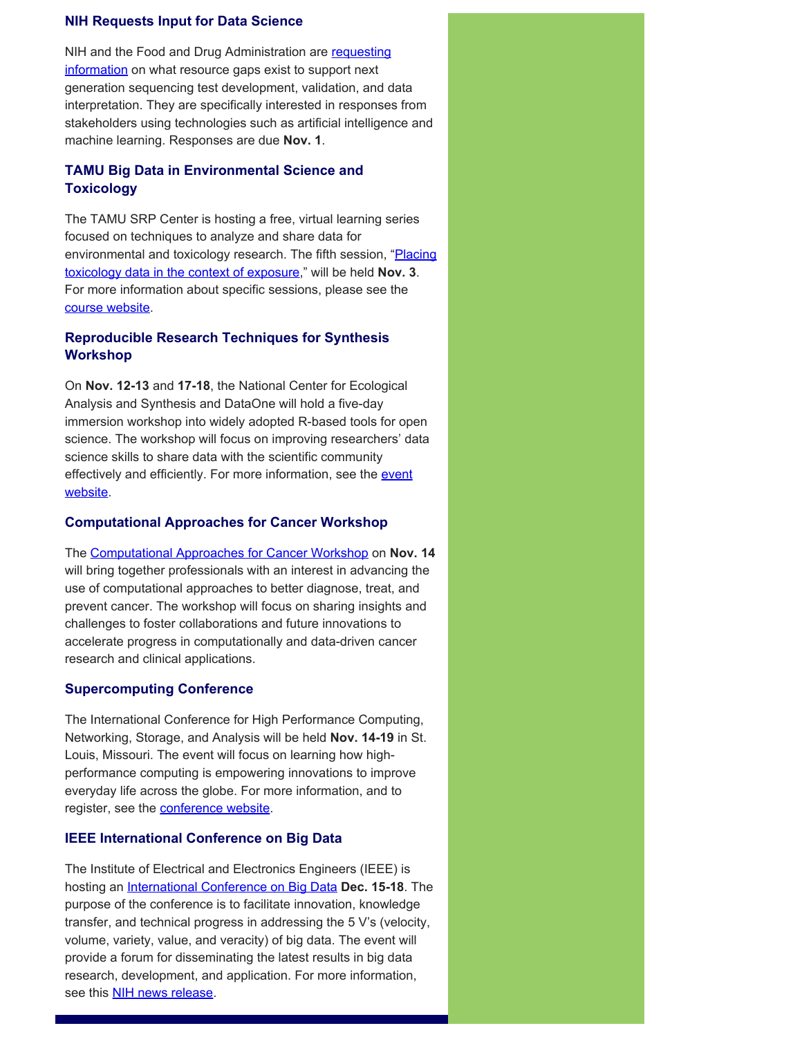### NIH Requests Input for Data Science

NIH and the Food and Drug Administration are requesting information on what resource gaps exist to support next generation sequencing test development, validation, and data interpretation. They are specifically interested in responses from stakeholders using technologies such as artificial intelligence and machine learning. Responses are due **Nov. 1**.

### TAMU Big Data in Environmental Science and Toxicology

The TAMU SRP Center is hosting a free, virtual learning series focused on techniques to analyze and share data for environmental and toxicology research. The fifth session, "Placing toxicology data in the context of exposure," will be held **Nov. 3**. For more information about specific sessions, please see the course website.

### Reproducible Research Techniques for Synthesis Workshop

On **Nov. 12-13** and **17-18**, the National Center for Ecological Analysis and Synthesis and DataOne will hold a five-day immersion workshop into widely adopted R-based tools for open science. The workshop will focus on improving researchers' data science skills to share data with the scientific community effectively and efficiently. For more information, see the event website.

### Computational Approaches for Cancer Workshop

The Computational Approaches for Cancer Workshop on **Nov. 14** will bring together professionals with an interest in advancing the use of computational approaches to better diagnose, treat, and prevent cancer. The workshop will focus on sharing insights and challenges to foster collaborations and future innovations to accelerate progress in computationally and data-driven cancer research and clinical applications.

### Supercomputing Conference

The International Conference for High Performance Computing, Networking, Storage, and Analysis will be held **Nov. 14-19** in St. Louis, Missouri. The event will focus on learning how high-performance computing is empowering innovations to improve everyday life across the globe. For more information, and to register, see the conference website.

### IEEE International Conference on Big Data

The Institute of Electrical and Electronics Engineers (IEEE) is hosting an International Conference on Big Data **Dec. 15-18**. The purpose of the conference is to facilitate innovation, knowledge transfer, and technical progress in addressing the 5 V's (velocity, volume, variety, value, and veracity) of big data. The event will provide a forum for disseminating the latest results in big data research, development, and application. For more information, see this NIH news release.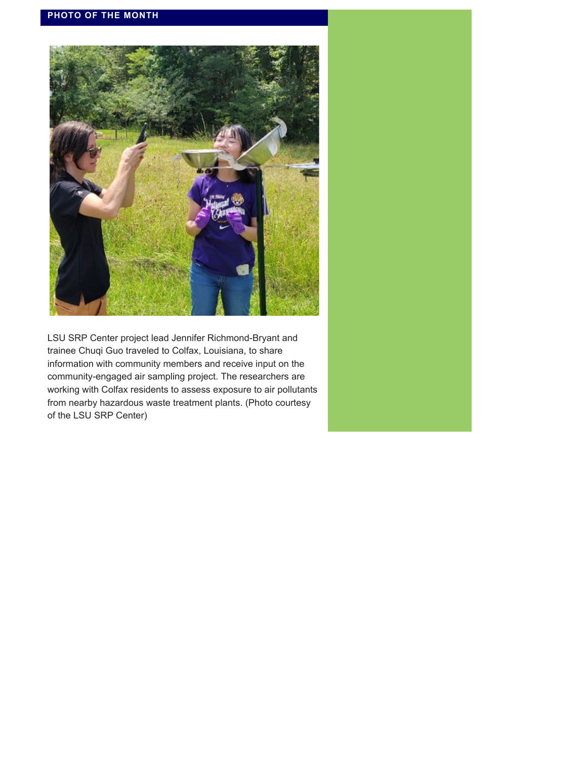## PHOTO OF THE MONTH

LSU SRP Center project lead Jennifer Richmond-Bryant and trainee Chuqi Guo traveled to Colfax, Louisiana, to share information with community members and receive input on the community-engaged air sampling project. The researchers are working with Colfax residents to assess exposure to air pollutants from nearby hazardous waste treatment plants. (Photo courtesy of the LSU SRP Center)